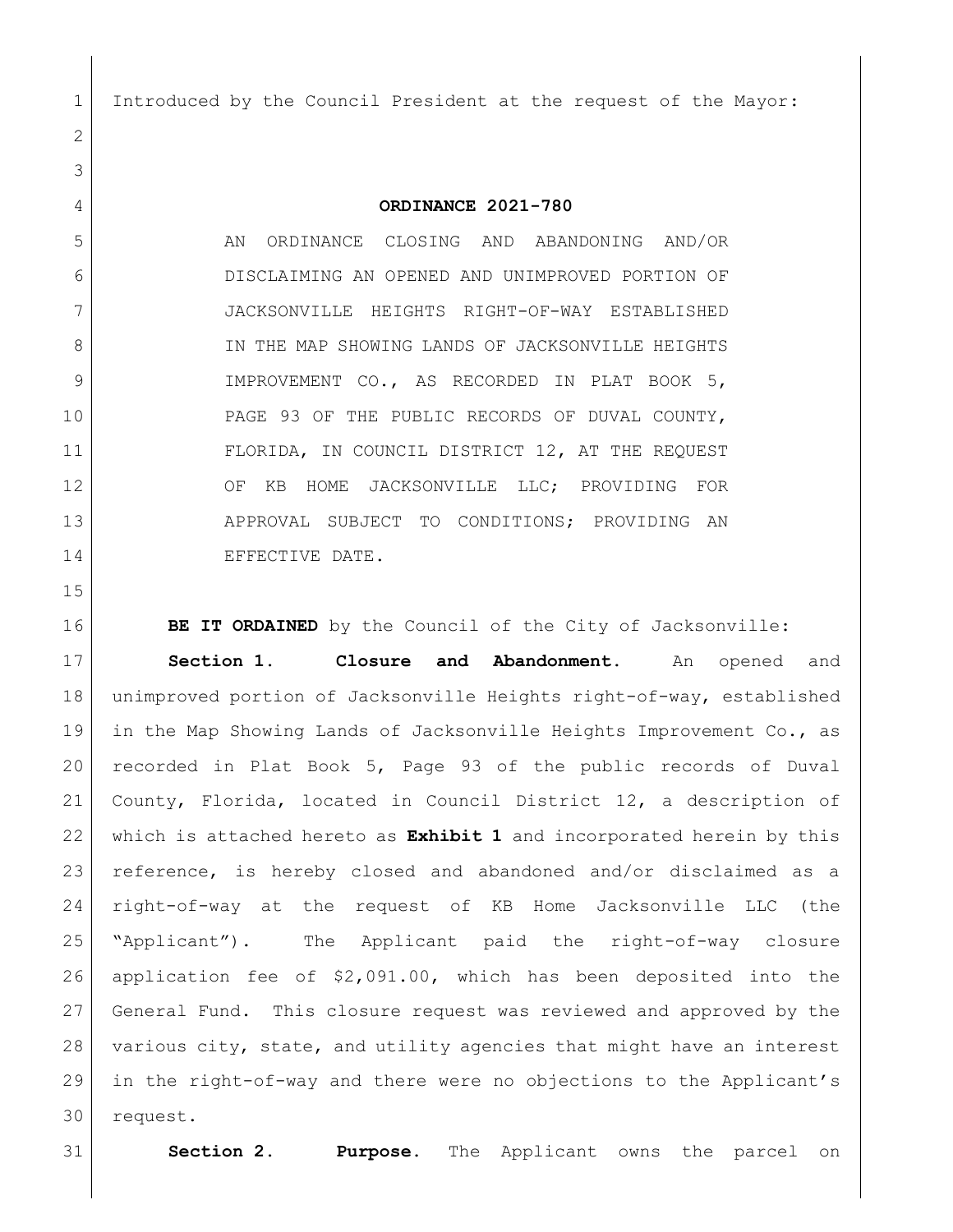Introduced by the Council President at the request of the Mayor:

**ORDINANCE 2021-780**

AN ORDINANCE CLOSING AND ABANDONING AND/OR DISCLAIMING AN OPENED AND UNIMPROVED PORTION OF JACKSONVILLE HEIGHTS RIGHT-OF-WAY ESTABLISHED IN THE MAP SHOWING LANDS OF JACKSONVILLE HEIGHTS IMPROVEMENT CO., AS RECORDED IN PLAT BOOK 5, PAGE 93 OF THE PUBLIC RECORDS OF DUVAL COUNTY, FLORIDA, IN COUNCIL DISTRICT 12, AT THE REQUEST OF KB HOME JACKSONVILLE LLC; PROVIDING FOR APPROVAL SUBJECT TO CONDITIONS; PROVIDING AN EFFECTIVE DATE.

**BE IT ORDAINED** by the Council of the City of Jacksonville:

**Section 1. Closure and Abandonment.** An opened and unimproved portion of Jacksonville Heights right-of-way, established in the Map Showing Lands of Jacksonville Heights Improvement Co., as recorded in Plat Book 5, Page 93 of the public records of Duval County, Florida, located in Council District 12, a description of which is attached hereto as **Exhibit 1** and incorporated herein by this reference, is hereby closed and abandoned and/or disclaimed as a right-of-way at the request of KB Home Jacksonville LLC (the "Applicant"). The Applicant paid the right-of-way closure application fee of $2,091.00, which has been deposited into the General Fund. This closure request was reviewed and approved by the various city, state, and utility agencies that might have an interest in the right-of-way and there were no objections to the Applicant's request.

**Section 2. Purpose.** The Applicant owns the parcel on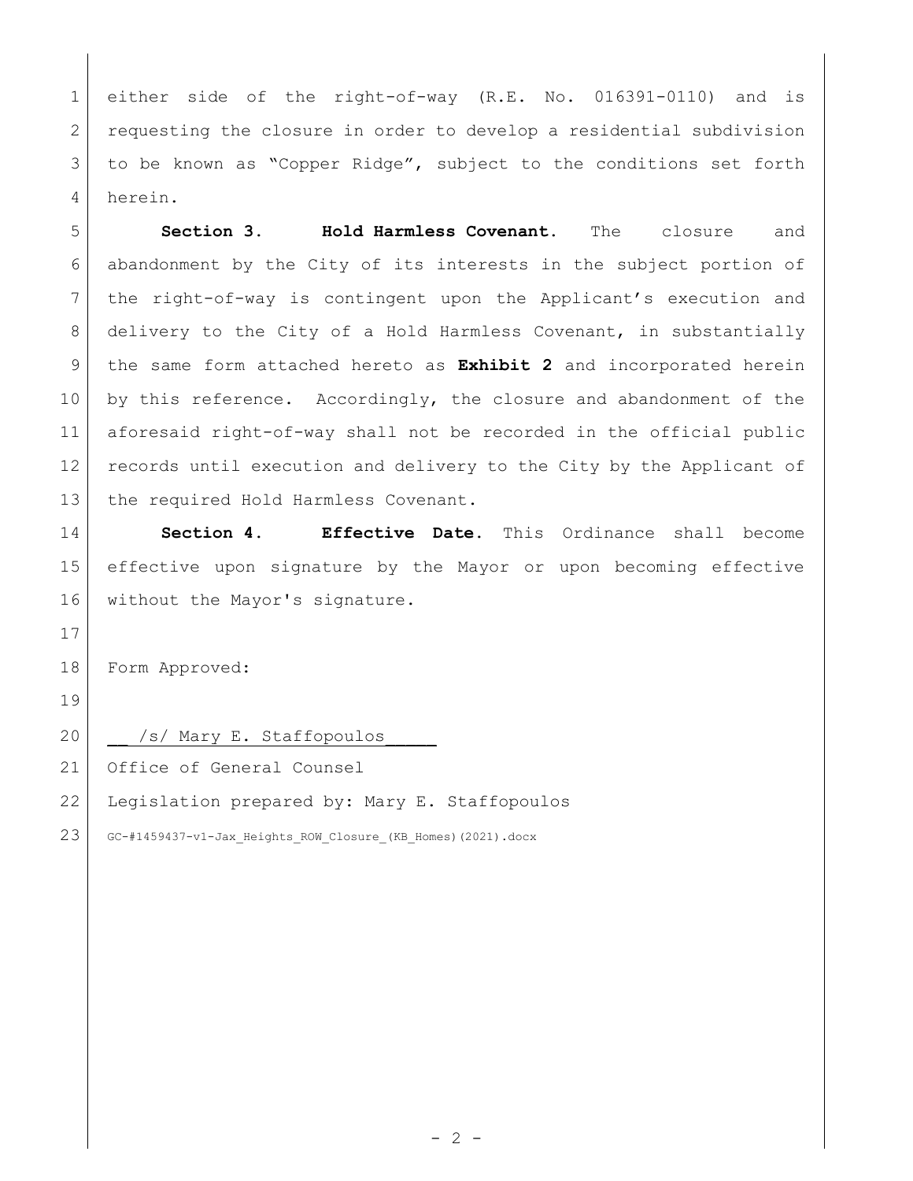either side of the right-of-way (R.E. No. 016391-0110) and is requesting the closure in order to develop a residential subdivision to be known as "Copper Ridge", subject to the conditions set forth herein.

**Section 3. Hold Harmless Covenant.** The closure and abandonment by the City of its interests in the subject portion of the right-of-way is contingent upon the Applicant's execution and delivery to the City of a Hold Harmless Covenant, in substantially the same form attached hereto as **Exhibit 2** and incorporated herein by this reference. Accordingly, the closure and abandonment of the aforesaid right-of-way shall not be recorded in the official public records until execution and delivery to the City by the Applicant of the required Hold Harmless Covenant.

**Section 4. Effective Date.** This Ordinance shall become effective upon signature by the Mayor or upon becoming effective without the Mayor's signature.

Form Approved:

__ /s/ Mary E. Staffopoulos_____

Office of General Counsel

Legislation prepared by: Mary E. Staffopoulos

GC-#1459437-v1-Jax_Heights_ROW_Closure_(KB_Homes)(2021).docx